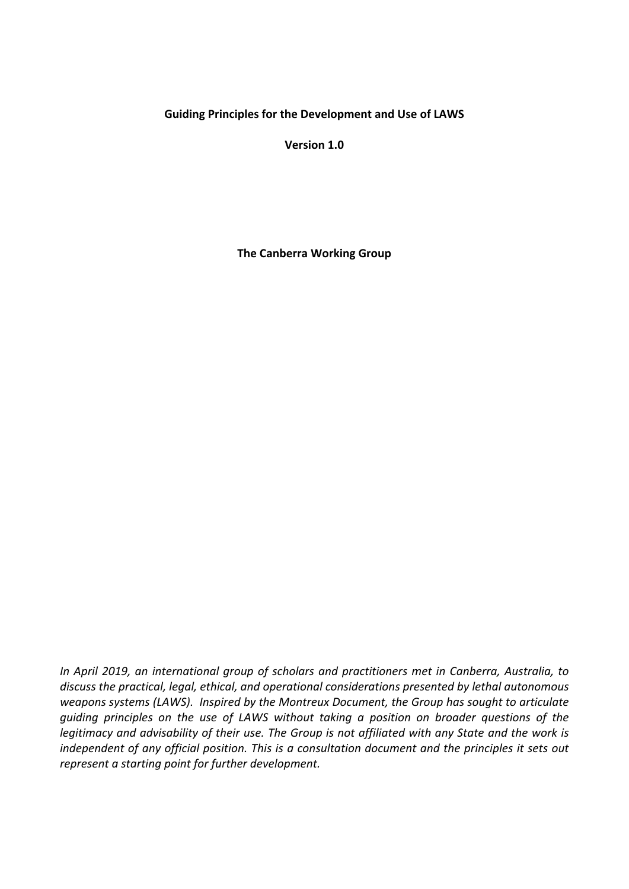# Guiding Principles for the Development and Use of LAWS

**Version 1.0**

**The Canberra Working Group**

*In April 2019, an international group of scholars and practitioners met in Canberra, Australia, to discuss the practical, legal, ethical, and operational considerations presented by lethal autonomous weapons systems (LAWS). Inspired by the Montreux Document, the Group has sought to articulate guiding principles on the use of LAWS without taking a position on broader questions of the legitimacy and advisability of their use. The Group is not affiliated with any State and the work is independent of any official position. This is a consultation document and the principles it sets out represent a starting point for further development.*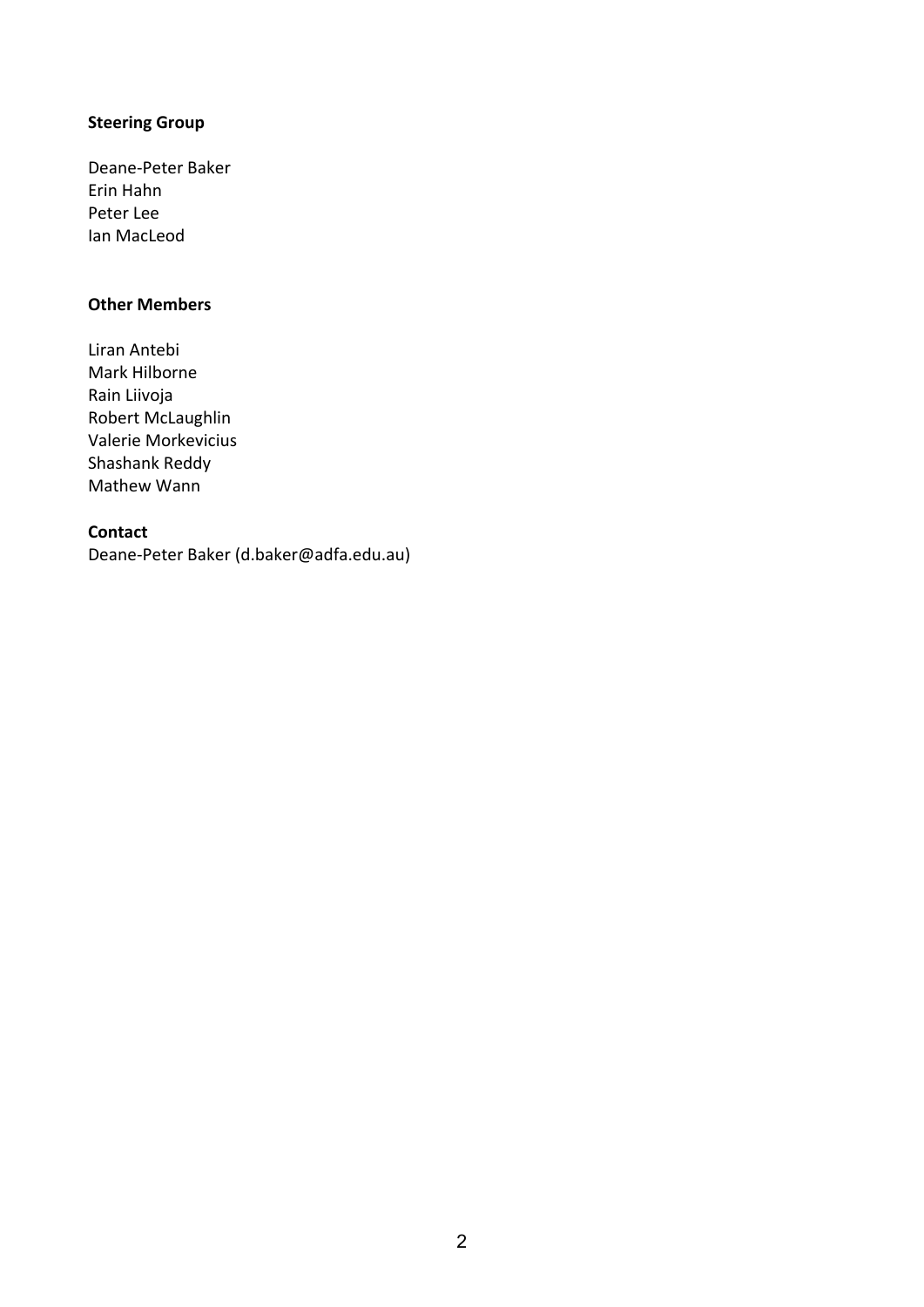**Steering Group**

Deane-Peter Baker
Erin Hahn
Peter Lee
Ian MacLeod

**Other Members**

Liran Antebi
Mark Hilborne
Rain Liivoja
Robert McLaughlin
Valerie Morkevicius
Shashank Reddy
Mathew Wann

**Contact**
Deane-Peter Baker (d.baker@adfa.edu.au)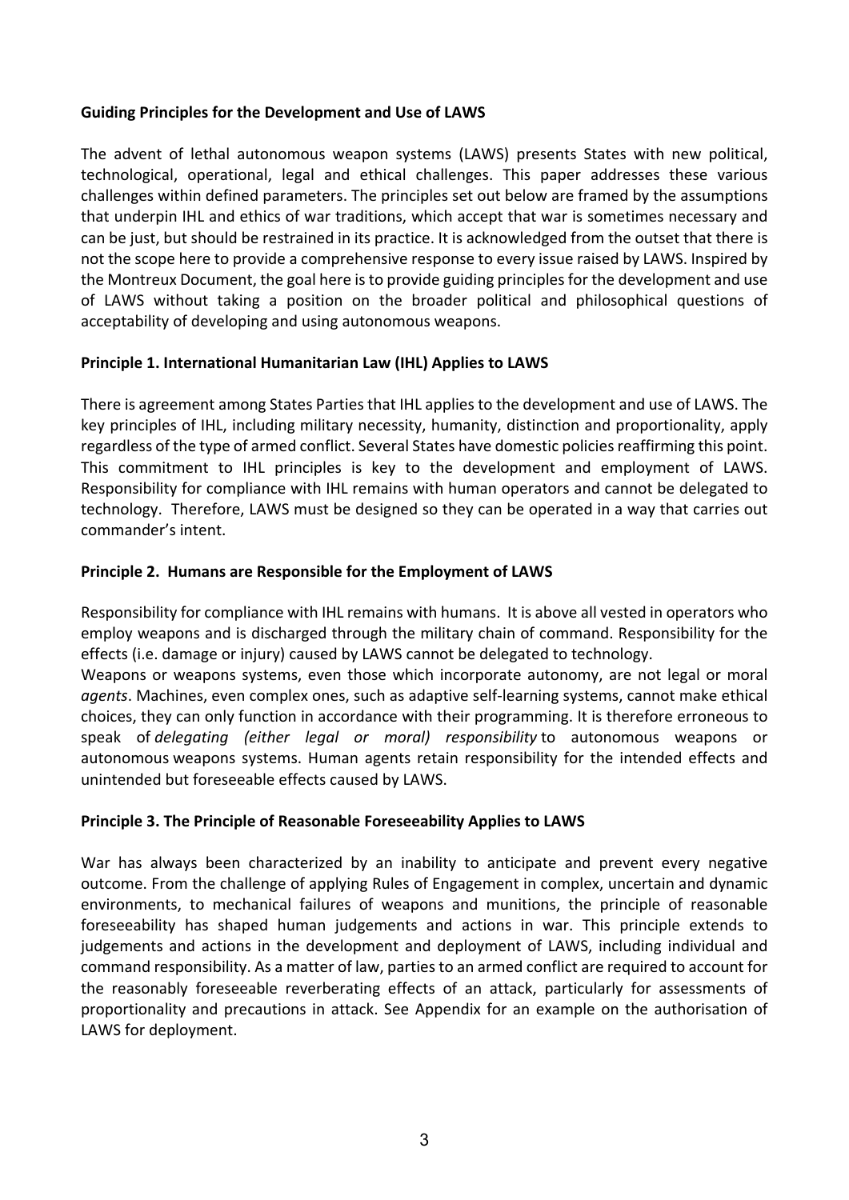**Guiding Principles for the Development and Use of LAWS**

The advent of lethal autonomous weapon systems (LAWS) presents States with new political, technological, operational, legal and ethical challenges. This paper addresses these various challenges within defined parameters. The principles set out below are framed by the assumptions that underpin IHL and ethics of war traditions, which accept that war is sometimes necessary and can be just, but should be restrained in its practice. It is acknowledged from the outset that there is not the scope here to provide a comprehensive response to every issue raised by LAWS. Inspired by the Montreux Document, the goal here is to provide guiding principles for the development and use of LAWS without taking a position on the broader political and philosophical questions of acceptability of developing and using autonomous weapons.

**Principle 1. International Humanitarian Law (IHL) Applies to LAWS**

There is agreement among States Parties that IHL applies to the development and use of LAWS. The key principles of IHL, including military necessity, humanity, distinction and proportionality, apply regardless of the type of armed conflict. Several States have domestic policies reaffirming this point. This commitment to IHL principles is key to the development and employment of LAWS. Responsibility for compliance with IHL remains with human operators and cannot be delegated to technology. Therefore, LAWS must be designed so they can be operated in a way that carries out commander's intent.

**Principle 2. Humans are Responsible for the Employment of LAWS**

Responsibility for compliance with IHL remains with humans. It is above all vested in operators who employ weapons and is discharged through the military chain of command. Responsibility for the effects (i.e. damage or injury) caused by LAWS cannot be delegated to technology.

Weapons or weapons systems, even those which incorporate autonomy, are not legal or moral *agents*. Machines, even complex ones, such as adaptive self-learning systems, cannot make ethical choices, they can only function in accordance with their programming. It is therefore erroneous to speak of *delegating (either legal or moral) responsibility* to autonomous weapons or autonomous weapons systems. Human agents retain responsibility for the intended effects and unintended but foreseeable effects caused by LAWS.

**Principle 3. The Principle of Reasonable Foreseeability Applies to LAWS**

War has always been characterized by an inability to anticipate and prevent every negative outcome. From the challenge of applying Rules of Engagement in complex, uncertain and dynamic environments, to mechanical failures of weapons and munitions, the principle of reasonable foreseeability has shaped human judgements and actions in war. This principle extends to judgements and actions in the development and deployment of LAWS, including individual and command responsibility. As a matter of law, parties to an armed conflict are required to account for the reasonably foreseeable reverberating effects of an attack, particularly for assessments of proportionality and precautions in attack. See Appendix for an example on the authorisation of LAWS for deployment.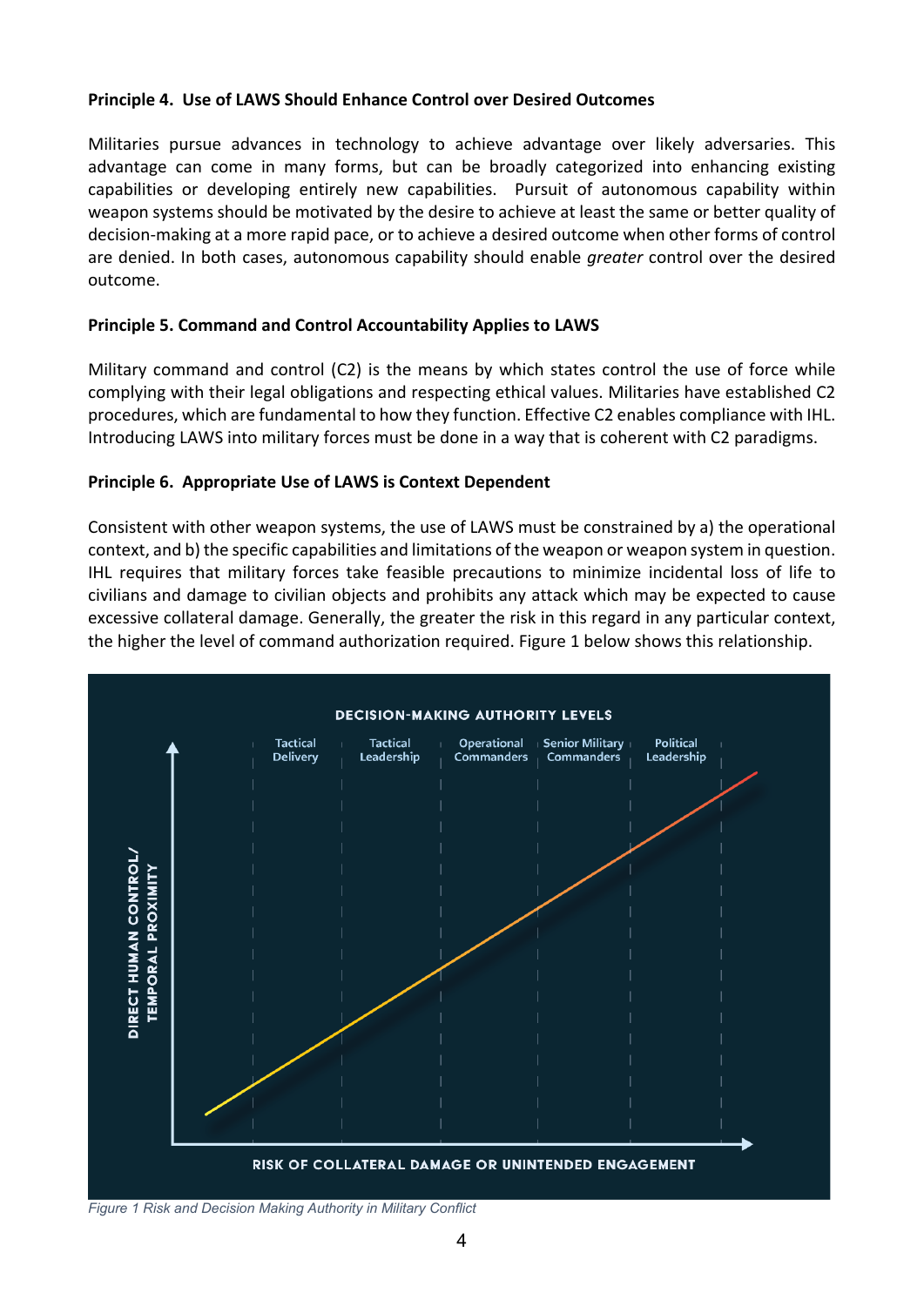**Principle 4. Use of LAWS Should Enhance Control over Desired Outcomes**

Militaries pursue advances in technology to achieve advantage over likely adversaries. This advantage can come in many forms, but can be broadly categorized into enhancing existing capabilities or developing entirely new capabilities. Pursuit of autonomous capability within weapon systems should be motivated by the desire to achieve at least the same or better quality of decision-making at a more rapid pace, or to achieve a desired outcome when other forms of control are denied. In both cases, autonomous capability should enable *greater* control over the desired outcome.

**Principle 5. Command and Control Accountability Applies to LAWS**

Military command and control (C2) is the means by which states control the use of force while complying with their legal obligations and respecting ethical values. Militaries have established C2 procedures, which are fundamental to how they function. Effective C2 enables compliance with IHL. Introducing LAWS into military forces must be done in a way that is coherent with C2 paradigms.

**Principle 6. Appropriate Use of LAWS is Context Dependent**

Consistent with other weapon systems, the use of LAWS must be constrained by a) the operational context, and b) the specific capabilities and limitations of the weapon or weapon system in question. IHL requires that military forces take feasible precautions to minimize incidental loss of life to civilians and damage to civilian objects and prohibits any attack which may be expected to cause excessive collateral damage. Generally, the greater the risk in this regard in any particular context, the higher the level of command authorization required. Figure 1 below shows this relationship.

*Figure 1 Risk and Decision Making Authority in Military Conflict*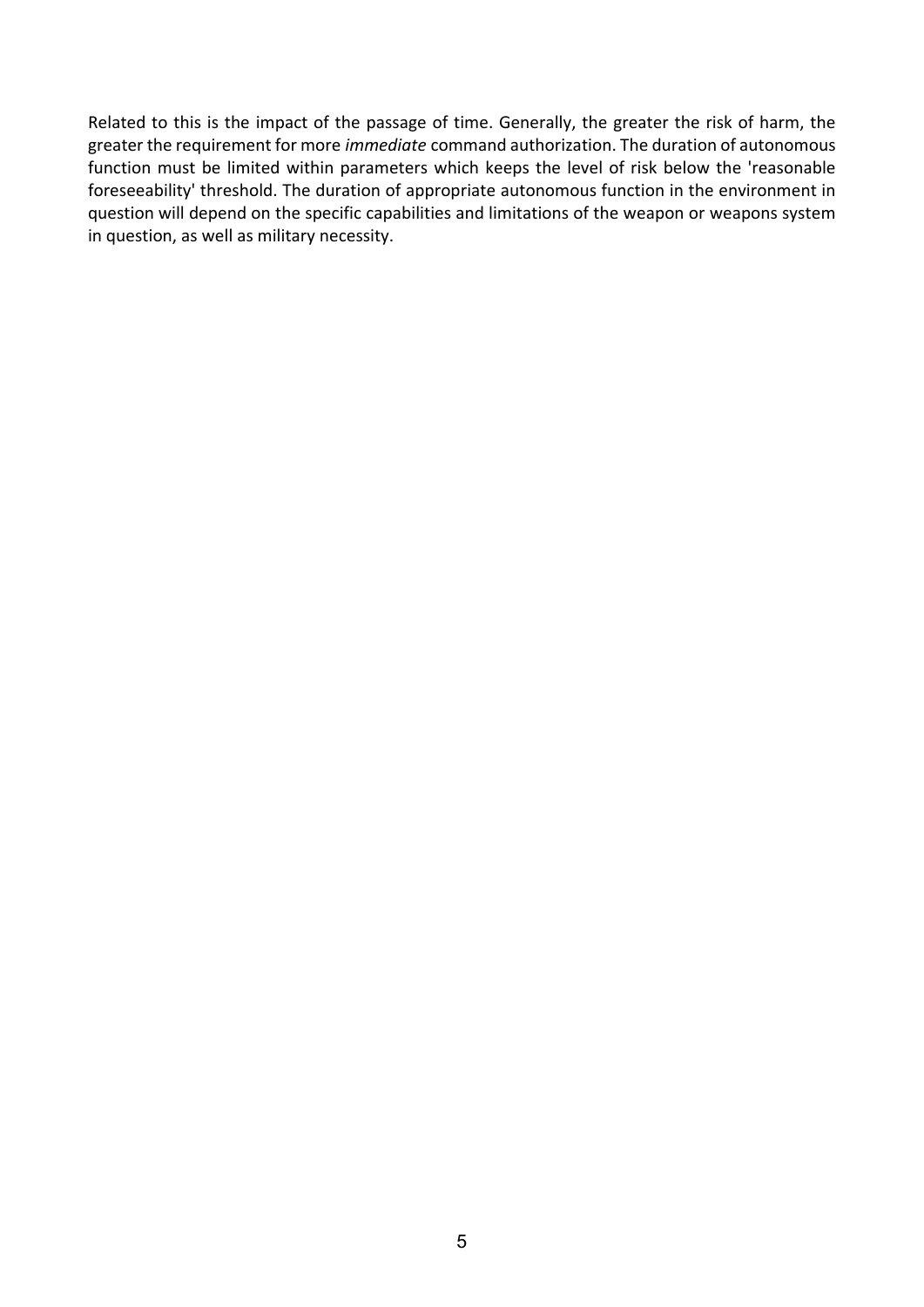Related to this is the impact of the passage of time. Generally, the greater the risk of harm, the greater the requirement for more *immediate* command authorization. The duration of autonomous function must be limited within parameters which keeps the level of risk below the 'reasonable foreseeability' threshold. The duration of appropriate autonomous function in the environment in question will depend on the specific capabilities and limitations of the weapon or weapons system in question, as well as military necessity.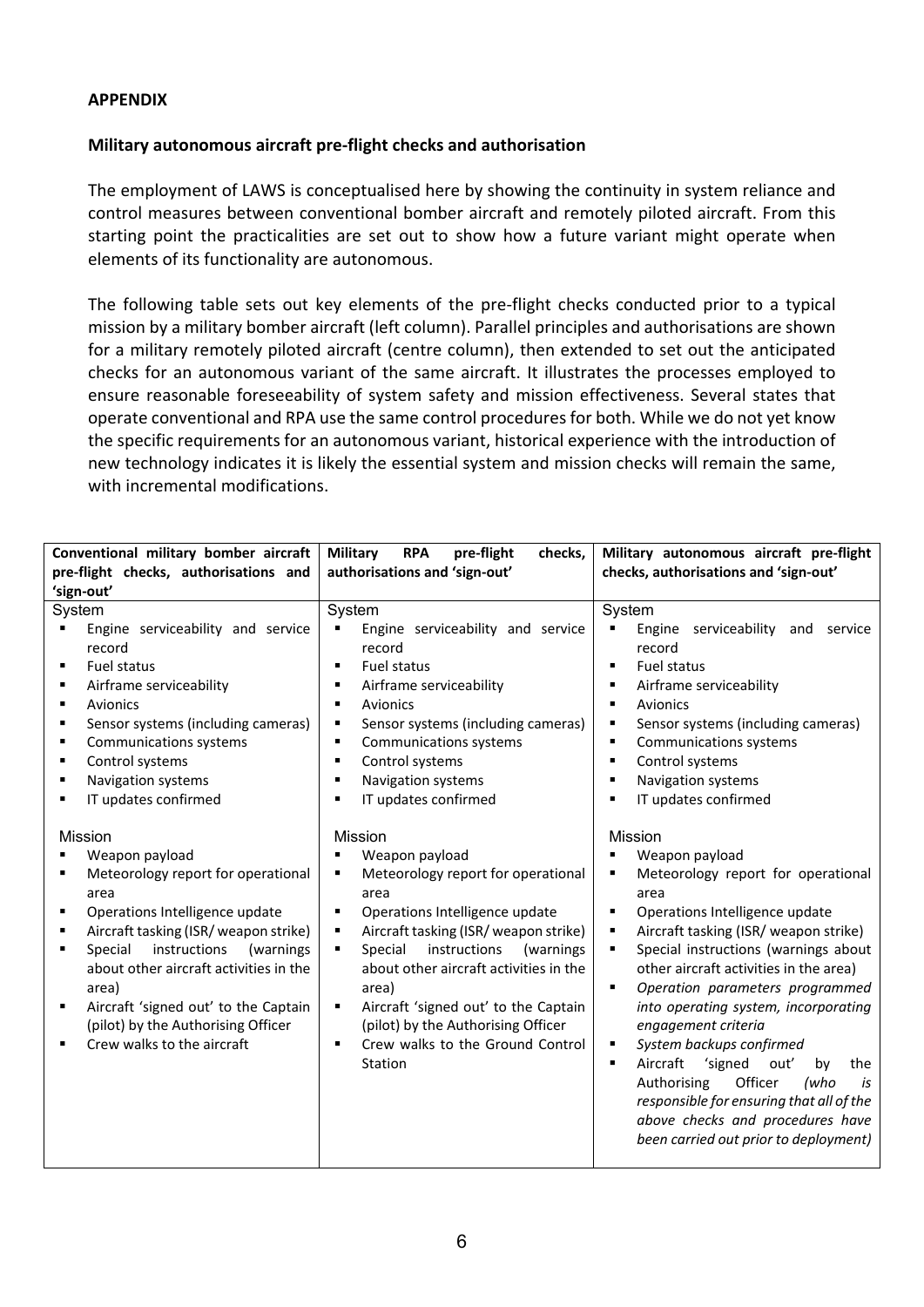**APPENDIX**

**Military autonomous aircraft pre-flight checks and authorisation**

The employment of LAWS is conceptualised here by showing the continuity in system reliance and control measures between conventional bomber aircraft and remotely piloted aircraft. From this starting point the practicalities are set out to show how a future variant might operate when elements of its functionality are autonomous.

The following table sets out key elements of the pre-flight checks conducted prior to a typical mission by a military bomber aircraft (left column). Parallel principles and authorisations are shown for a military remotely piloted aircraft (centre column), then extended to set out the anticipated checks for an autonomous variant of the same aircraft. It illustrates the processes employed to ensure reasonable foreseeability of system safety and mission effectiveness. Several states that operate conventional and RPA use the same control procedures for both. While we do not yet know the specific requirements for an autonomous variant, historical experience with the introduction of new technology indicates it is likely the essential system and mission checks will remain the same, with incremental modifications.

| **Conventional military bomber aircraft pre-flight checks, authorisations and 'sign-out'** | **Military RPA pre-flight checks, authorisations and 'sign-out'** | **Military autonomous aircraft pre-flight checks, authorisations and 'sign-out'** |
|---|---|---|
| System<br>▪ Engine serviceability and service record<br>▪ Fuel status<br>▪ Airframe serviceability<br>▪ Avionics<br>▪ Sensor systems (including cameras)<br>▪ Communications systems<br>▪ Control systems<br>▪ Navigation systems<br>▪ IT updates confirmed<br><br>Mission<br>▪ Weapon payload<br>▪ Meteorology report for operational area<br>▪ Operations Intelligence update<br>▪ Aircraft tasking (ISR/ weapon strike)<br>▪ Special instructions (warnings about other aircraft activities in the area)<br>▪ Aircraft 'signed out' to the Captain (pilot) by the Authorising Officer<br>▪ Crew walks to the aircraft | System<br>▪ Engine serviceability and service record<br>▪ Fuel status<br>▪ Airframe serviceability<br>▪ Avionics<br>▪ Sensor systems (including cameras)<br>▪ Communications systems<br>▪ Control systems<br>▪ Navigation systems<br>▪ IT updates confirmed<br><br>Mission<br>▪ Weapon payload<br>▪ Meteorology report for operational area<br>▪ Operations Intelligence update<br>▪ Aircraft tasking (ISR/ weapon strike)<br>▪ Special instructions (warnings about other aircraft activities in the area)<br>▪ Aircraft 'signed out' to the Captain (pilot) by the Authorising Officer<br>▪ Crew walks to the Ground Control Station | System<br>▪ Engine serviceability and service record<br>▪ Fuel status<br>▪ Airframe serviceability<br>▪ Avionics<br>▪ Sensor systems (including cameras)<br>▪ Communications systems<br>▪ Control systems<br>▪ Navigation systems<br>▪ IT updates confirmed<br><br>Mission<br>▪ Weapon payload<br>▪ Meteorology report for operational area<br>▪ Operations Intelligence update<br>▪ Aircraft tasking (ISR/ weapon strike)<br>▪ Special instructions (warnings about other aircraft activities in the area)<br>▪ *Operation parameters programmed into operating system, incorporating engagement criteria*<br>▪ *System backups confirmed*<br>▪ Aircraft 'signed out' by the Authorising Officer *(who is responsible for ensuring that all of the above checks and procedures have been carried out prior to deployment)* |